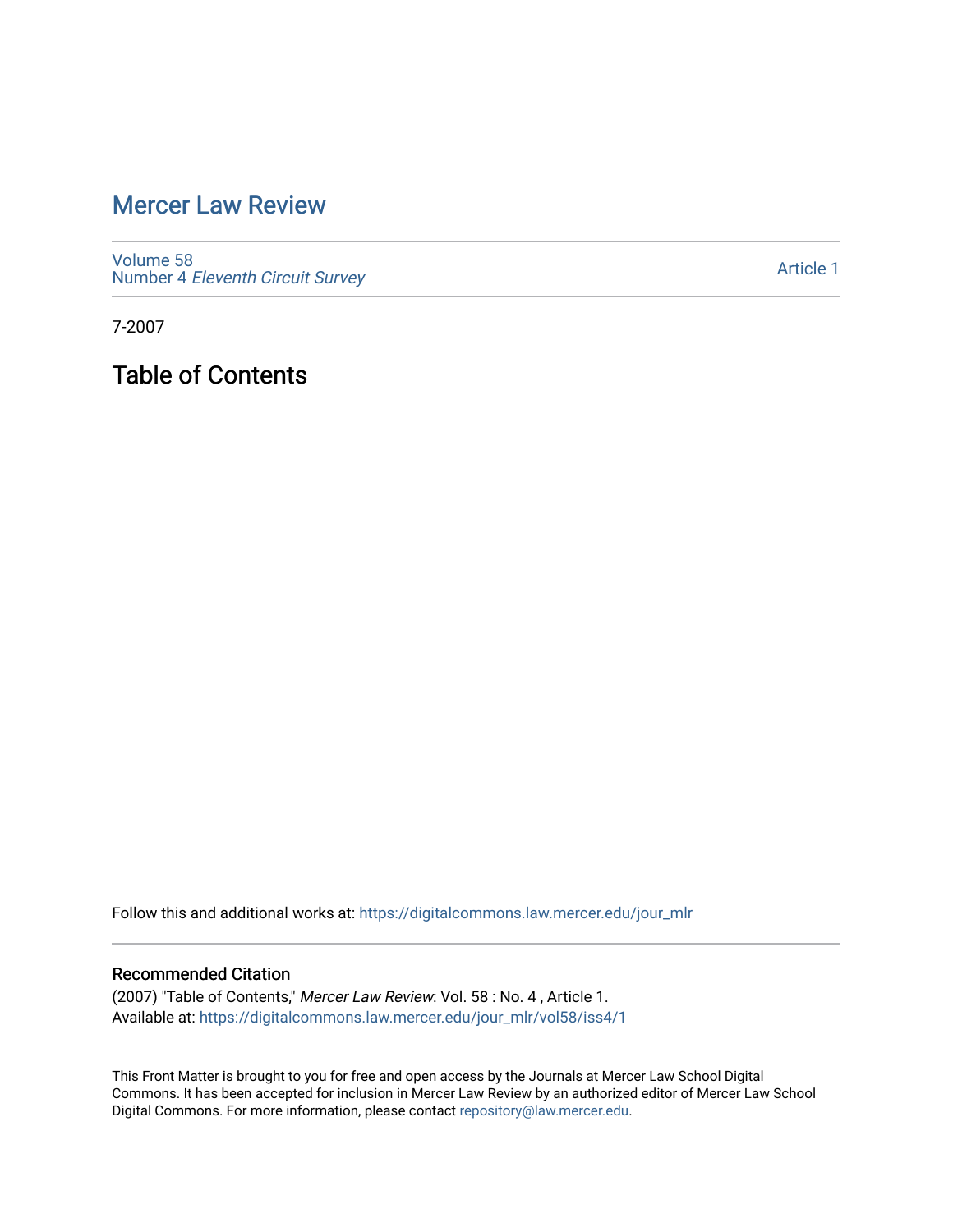# Mercer Law Review

Volume 58
Number 4 *Eleventh Circuit Survey*

Article 1

7-2007

## Table of Contents

Follow this and additional works at: https://digitalcommons.law.mercer.edu/jour_mlr

### Recommended Citation

(2007) "Table of Contents," *Mercer Law Review*: Vol. 58 : No. 4 , Article 1.
Available at: https://digitalcommons.law.mercer.edu/jour_mlr/vol58/iss4/1

This Front Matter is brought to you for free and open access by the Journals at Mercer Law School Digital Commons. It has been accepted for inclusion in Mercer Law Review by an authorized editor of Mercer Law School Digital Commons. For more information, please contact repository@law.mercer.edu.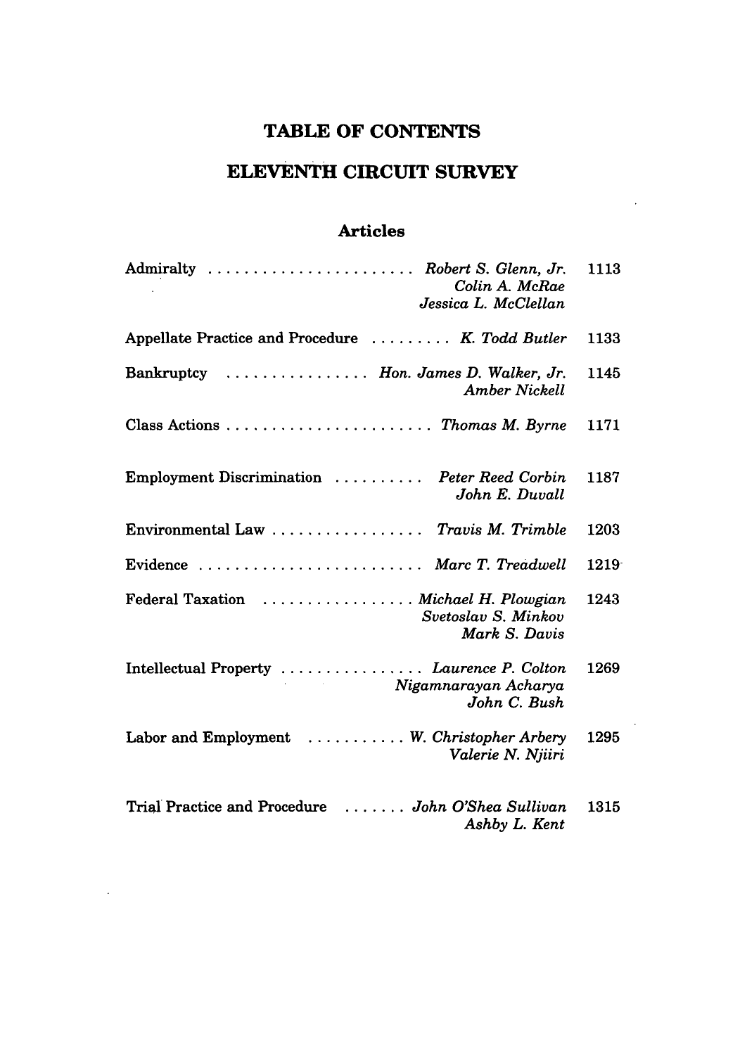# TABLE OF CONTENTS

## ELEVENTH CIRCUIT SURVEY

### Articles

| | | |
|---|---|---|
| Admiralty | *Robert S. Glenn, Jr.*<br>*Colin A. McRae*<br>*Jessica L. McClellan* | 1113 |
| Appellate Practice and Procedure | *K. Todd Butler* | 1133 |
| Bankruptcy | *Hon. James D. Walker, Jr.*<br>*Amber Nickell* | 1145 |
| Class Actions | *Thomas M. Byrne* | 1171 |
| Employment Discrimination | *Peter Reed Corbin*<br>*John E. Duvall* | 1187 |
| Environmental Law | *Travis M. Trimble* | 1203 |
| Evidence | *Marc T. Treadwell* | 1219 |
| Federal Taxation | *Michael H. Plowgian*<br>*Svetoslav S. Minkov*<br>*Mark S. Davis* | 1243 |
| Intellectual Property | *Laurence P. Colton*<br>*Nigamnarayan Acharya*<br>*John C. Bush* | 1269 |
| Labor and Employment | *W. Christopher Arbery*<br>*Valerie N. Njiiri* | 1295 |
| Trial Practice and Procedure | *John O'Shea Sullivan*<br>*Ashby L. Kent* | 1315 |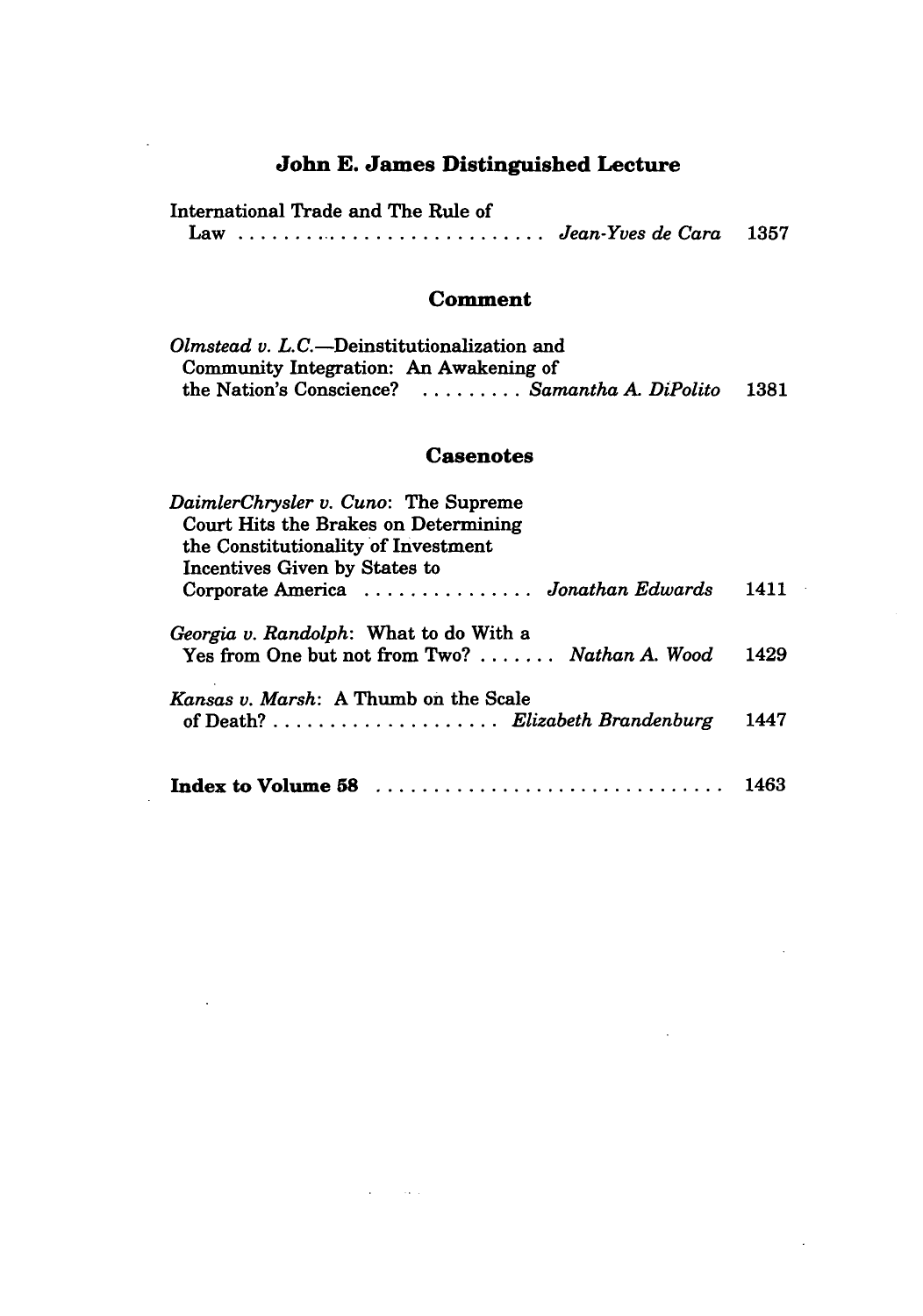## John E. James Distinguished Lecture

International Trade and The Rule of Law ........................ *Jean-Yves de Cara* 1357

## Comment

*Olmstead v. L.C.*—Deinstitutionalization and Community Integration: An Awakening of the Nation's Conscience? ......... *Samantha A. DiPolito* 1381

## Casenotes

*DaimlerChrysler v. Cuno*: The Supreme Court Hits the Brakes on Determining the Constitutionality of Investment Incentives Given by States to Corporate America ............... *Jonathan Edwards* 1411

*Georgia v. Randolph*: What to do With a Yes from One but not from Two? ....... *Nathan A. Wood* 1429

*Kansas v. Marsh*: A Thumb on the Scale of Death? .................... *Elizabeth Brandenburg* 1447

**Index to Volume 58** .............................. 1463